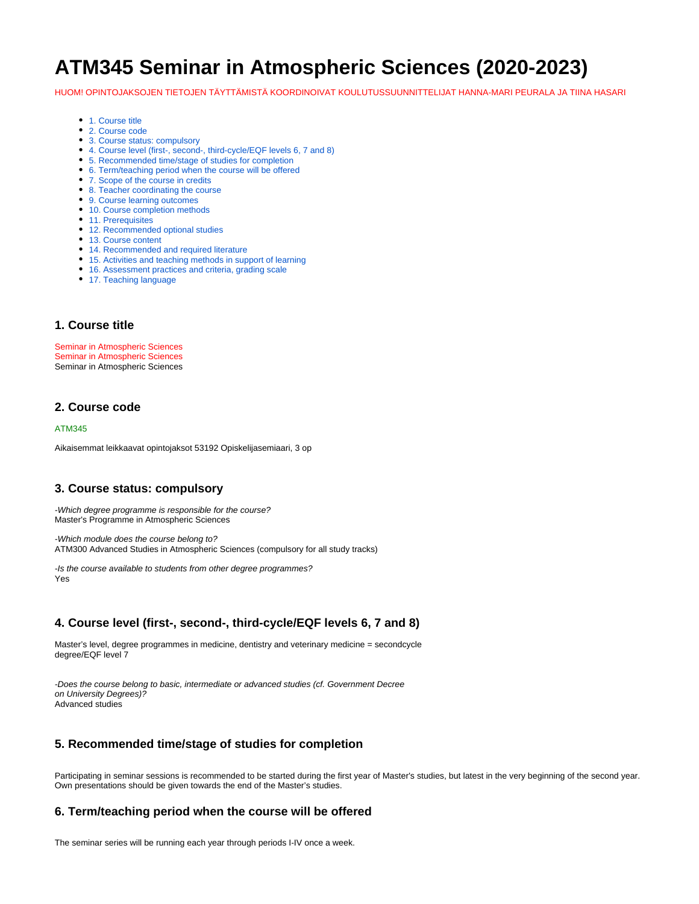# ATM345 Seminar in Atmospheric Sciences (2020-2023)

HUOM! OPINTOJAKSOJEN TIETOJEN TÄYTTÄMISTÄ KOORDINOIVAT KOULUTUSSUUNNITTELIJAT HANNA-MARI PEURALA JA TIINA HASARI

- 1. Course title
- 2. Course code
- 3. Course status: compulsory
- 4. Course level (first-, second-, third-cycle/EQF levels 6, 7 and 8)
- 5. Recommended time/stage of studies for completion
- 6. Term/teaching period when the course will be offered
- 7. Scope of the course in credits
- 8. Teacher coordinating the course
- 9. Course learning outcomes
- 10. Course completion methods
- 11. Prerequisites
- 12. Recommended optional studies
- 13. Course content
- 14. Recommended and required literature
- 15. Activities and teaching methods in support of learning
- 16. Assessment practices and criteria, grading scale
- 17. Teaching language

## 1. Course title

Seminar in Atmospheric Sciences
Seminar in Atmospheric Sciences
Seminar in Atmospheric Sciences

## 2. Course code

ATM345

Aikaisemmat leikkaavat opintojaksot 53192 Opiskelijasemiaari, 3 op

## 3. Course status: compulsory

*-Which degree programme is responsible for the course?*
Master's Programme in Atmospheric Sciences

*-Which module does the course belong to?*
ATM300 Advanced Studies in Atmospheric Sciences (compulsory for all study tracks)

*-Is the course available to students from other degree programmes?*
Yes

## 4. Course level (first-, second-, third-cycle/EQF levels 6, 7 and 8)

Master's level, degree programmes in medicine, dentistry and veterinary medicine = secondcycle degree/EQF level 7

*-Does the course belong to basic, intermediate or advanced studies (cf. Government Decree on University Degrees)?*
Advanced studies

## 5. Recommended time/stage of studies for completion

Participating in seminar sessions is recommended to be started during the first year of Master's studies, but latest in the very beginning of the second year. Own presentations should be given towards the end of the Master's studies.

## 6. Term/teaching period when the course will be offered

The seminar series will be running each year through periods I-IV once a week.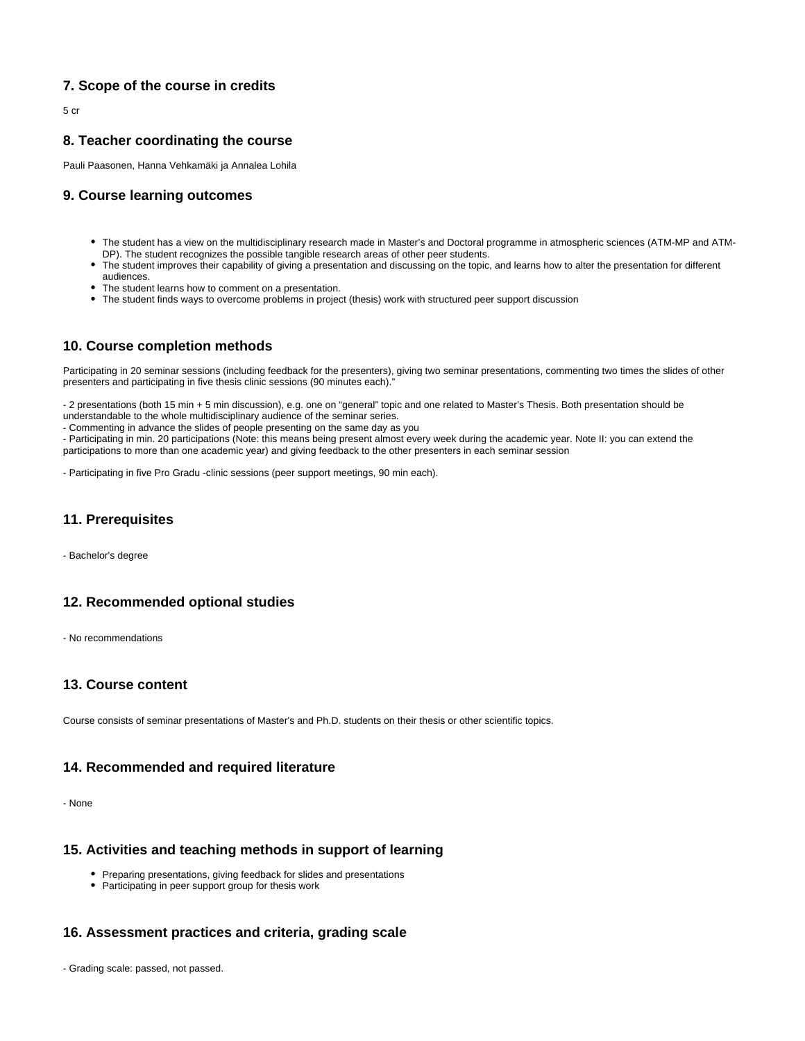## 7. Scope of the course in credits

5 cr

## 8. Teacher coordinating the course

Pauli Paasonen, Hanna Vehkamäki ja Annalea Lohila

## 9. Course learning outcomes

- The student has a view on the multidisciplinary research made in Master's and Doctoral programme in atmospheric sciences (ATM-MP and ATM-DP). The student recognizes the possible tangible research areas of other peer students.
- The student improves their capability of giving a presentation and discussing on the topic, and learns how to alter the presentation for different audiences.
- The student learns how to comment on a presentation.
- The student finds ways to overcome problems in project (thesis) work with structured peer support discussion

## 10. Course completion methods

Participating in 20 seminar sessions (including feedback for the presenters), giving two seminar presentations, commenting two times the slides of other presenters and participating in five thesis clinic sessions (90 minutes each)."

- 2 presentations (both 15 min + 5 min discussion), e.g. one on "general" topic and one related to Master's Thesis. Both presentation should be understandable to the whole multidisciplinary audience of the seminar series.
- Commenting in advance the slides of people presenting on the same day as you
- Participating in min. 20 participations (Note: this means being present almost every week during the academic year. Note II: you can extend the participations to more than one academic year) and giving feedback to the other presenters in each seminar session

- Participating in five Pro Gradu -clinic sessions (peer support meetings, 90 min each).

## 11. Prerequisites

- Bachelor's degree

## 12. Recommended optional studies

- No recommendations

## 13. Course content

Course consists of seminar presentations of Master's and Ph.D. students on their thesis or other scientific topics.

## 14. Recommended and required literature

- None

## 15. Activities and teaching methods in support of learning

- Preparing presentations, giving feedback for slides and presentations
- Participating in peer support group for thesis work

## 16. Assessment practices and criteria, grading scale

- Grading scale: passed, not passed.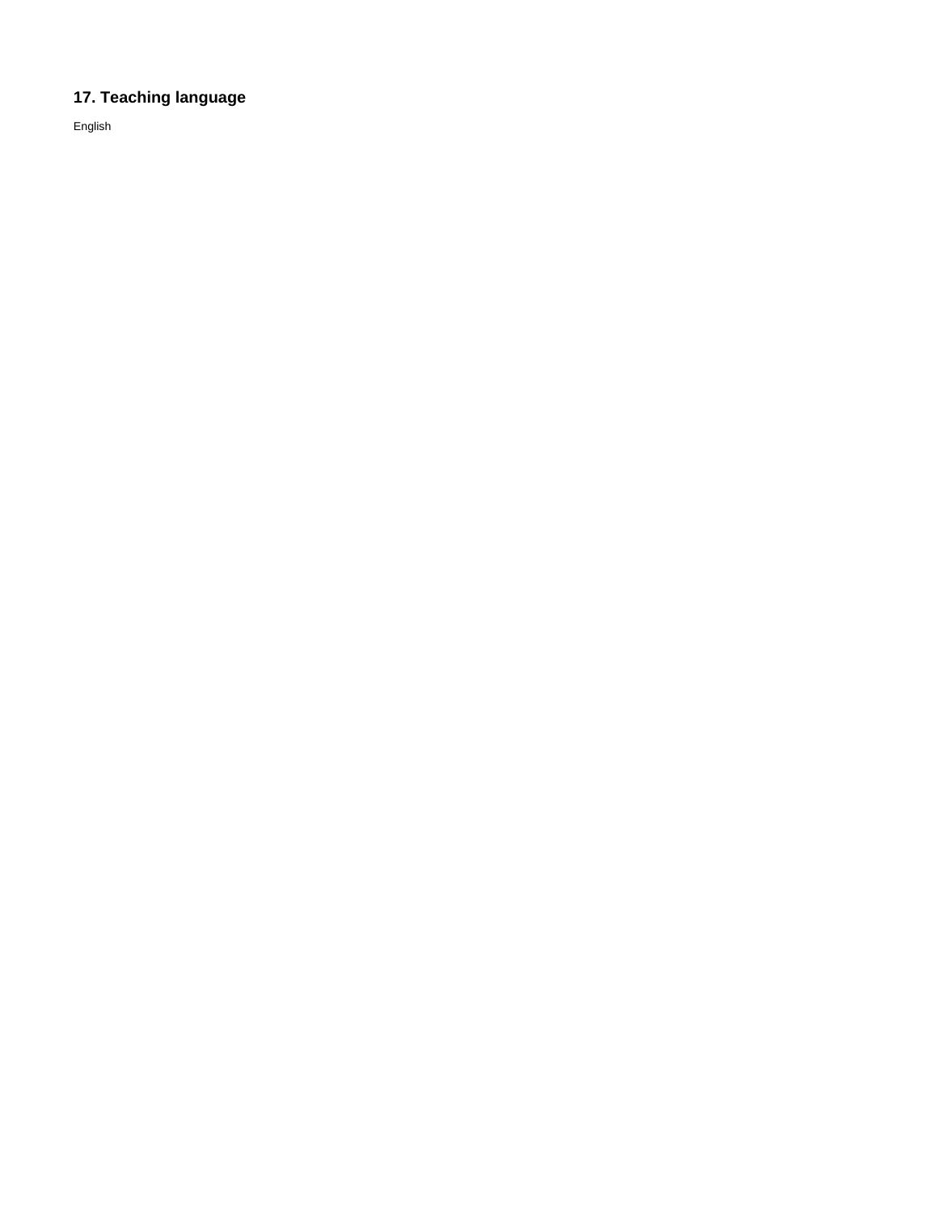### 17. Teaching language

English